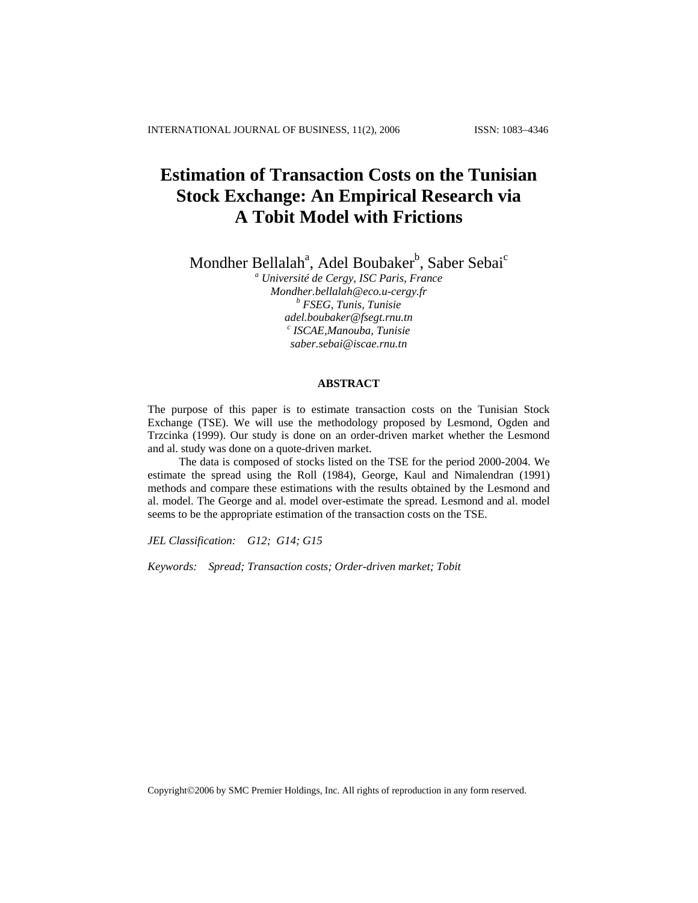# Estimation of Transaction Costs on the Tunisian Stock Exchange: An Empirical Research via A Tobit Model with Frictions

Mondher Bellalah[a], Adel Boubaker[b], Saber Sebai[c]

[a] *Université de Cergy, ISC Paris, France*
*Mondher.bellalah@eco.u-cergy.fr*
[b] *FSEG, Tunis, Tunisie*
*adel.boubaker@fsegt.rnu.tn*
[c] *ISCAE,Manouba, Tunisie*
*saber.sebai@iscae.rnu.tn*

## ABSTRACT

The purpose of this paper is to estimate transaction costs on the Tunisian Stock Exchange (TSE). We will use the methodology proposed by Lesmond, Ogden and Trzcinka (1999). Our study is done on an order-driven market whether the Lesmond and al. study was done on a quote-driven market.

The data is composed of stocks listed on the TSE for the period 2000-2004. We estimate the spread using the Roll (1984), George, Kaul and Nimalendran (1991) methods and compare these estimations with the results obtained by the Lesmond and al. model. The George and al. model over-estimate the spread. Lesmond and al. model seems to be the appropriate estimation of the transaction costs on the TSE.

*JEL Classification:* *G12; G14; G15*

*Keywords:* *Spread; Transaction costs; Order-driven market; Tobit*

Copyright©2006 by SMC Premier Holdings, Inc. All rights of reproduction in any form reserved.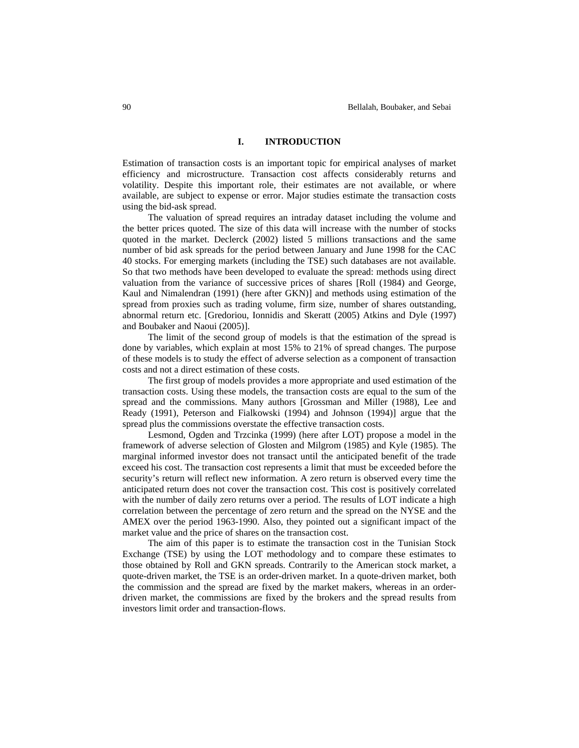## I. INTRODUCTION

Estimation of transaction costs is an important topic for empirical analyses of market efficiency and microstructure. Transaction cost affects considerably returns and volatility. Despite this important role, their estimates are not available, or where available, are subject to expense or error. Major studies estimate the transaction costs using the bid-ask spread.

The valuation of spread requires an intraday dataset including the volume and the better prices quoted. The size of this data will increase with the number of stocks quoted in the market. Declerck (2002) listed 5 millions transactions and the same number of bid ask spreads for the period between January and June 1998 for the CAC 40 stocks. For emerging markets (including the TSE) such databases are not available. So that two methods have been developed to evaluate the spread: methods using direct valuation from the variance of successive prices of shares [Roll (1984) and George, Kaul and Nimalendran (1991) (here after GKN)] and methods using estimation of the spread from proxies such as trading volume, firm size, number of shares outstanding, abnormal return etc. [Gredoriou, Ionnidis and Skeratt (2005) Atkins and Dyle (1997) and Boubaker and Naoui (2005)].

The limit of the second group of models is that the estimation of the spread is done by variables, which explain at most 15% to 21% of spread changes. The purpose of these models is to study the effect of adverse selection as a component of transaction costs and not a direct estimation of these costs.

The first group of models provides a more appropriate and used estimation of the transaction costs. Using these models, the transaction costs are equal to the sum of the spread and the commissions. Many authors [Grossman and Miller (1988), Lee and Ready (1991), Peterson and Fialkowski (1994) and Johnson (1994)] argue that the spread plus the commissions overstate the effective transaction costs.

Lesmond, Ogden and Trzcinka (1999) (here after LOT) propose a model in the framework of adverse selection of Glosten and Milgrom (1985) and Kyle (1985). The marginal informed investor does not transact until the anticipated benefit of the trade exceed his cost. The transaction cost represents a limit that must be exceeded before the security's return will reflect new information. A zero return is observed every time the anticipated return does not cover the transaction cost. This cost is positively correlated with the number of daily zero returns over a period. The results of LOT indicate a high correlation between the percentage of zero return and the spread on the NYSE and the AMEX over the period 1963-1990. Also, they pointed out a significant impact of the market value and the price of shares on the transaction cost.

The aim of this paper is to estimate the transaction cost in the Tunisian Stock Exchange (TSE) by using the LOT methodology and to compare these estimates to those obtained by Roll and GKN spreads. Contrarily to the American stock market, a quote-driven market, the TSE is an order-driven market. In a quote-driven market, both the commission and the spread are fixed by the market makers, whereas in an order-driven market, the commissions are fixed by the brokers and the spread results from investors limit order and transaction-flows.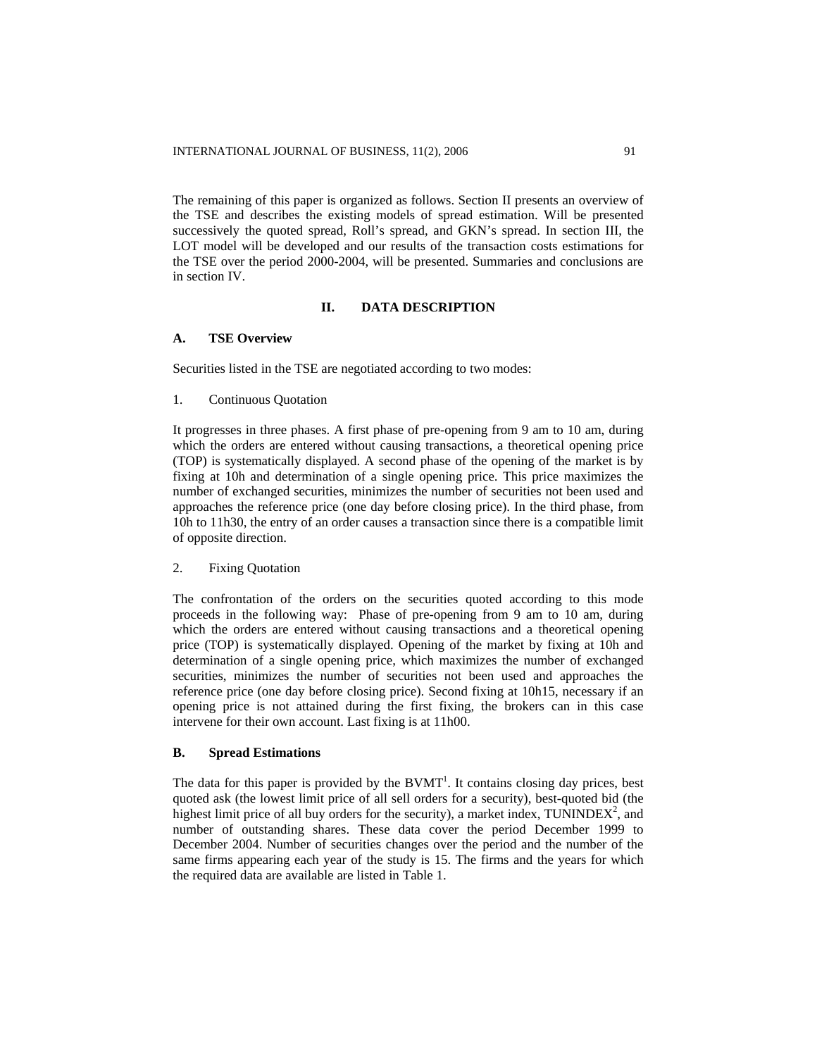The remaining of this paper is organized as follows. Section II presents an overview of the TSE and describes the existing models of spread estimation. Will be presented successively the quoted spread, Roll's spread, and GKN's spread. In section III, the LOT model will be developed and our results of the transaction costs estimations for the TSE over the period 2000-2004, will be presented. Summaries and conclusions are in section IV.

## II. DATA DESCRIPTION

### A. TSE Overview

Securities listed in the TSE are negotiated according to two modes:

1. Continuous Quotation

It progresses in three phases. A first phase of pre-opening from 9 am to 10 am, during which the orders are entered without causing transactions, a theoretical opening price (TOP) is systematically displayed. A second phase of the opening of the market is by fixing at 10h and determination of a single opening price. This price maximizes the number of exchanged securities, minimizes the number of securities not been used and approaches the reference price (one day before closing price). In the third phase, from 10h to 11h30, the entry of an order causes a transaction since there is a compatible limit of opposite direction.

2. Fixing Quotation

The confrontation of the orders on the securities quoted according to this mode proceeds in the following way: Phase of pre-opening from 9 am to 10 am, during which the orders are entered without causing transactions and a theoretical opening price (TOP) is systematically displayed. Opening of the market by fixing at 10h and determination of a single opening price, which maximizes the number of exchanged securities, minimizes the number of securities not been used and approaches the reference price (one day before closing price). Second fixing at 10h15, necessary if an opening price is not attained during the first fixing, the brokers can in this case intervene for their own account. Last fixing is at 11h00.

### B. Spread Estimations

The data for this paper is provided by the BVMT[1]. It contains closing day prices, best quoted ask (the lowest limit price of all sell orders for a security), best-quoted bid (the highest limit price of all buy orders for the security), a market index, TUNINDEX[2], and number of outstanding shares. These data cover the period December 1999 to December 2004. Number of securities changes over the period and the number of the same firms appearing each year of the study is 15. The firms and the years for which the required data are available are listed in Table 1.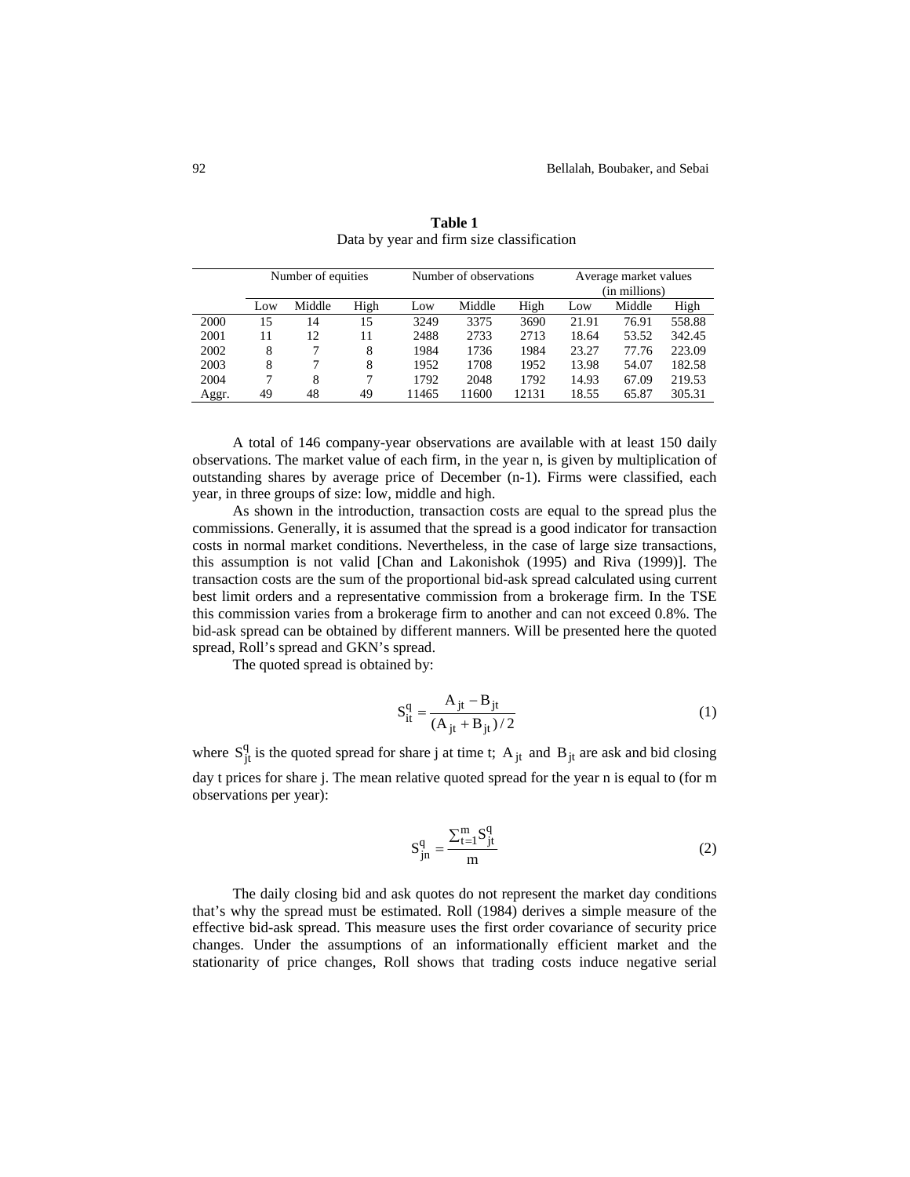**Table 1**
Data by year and firm size classification

| | Number of equities | | | Number of observations | | | Average market values (in millions) | | |
|---|---|---|---|---|---|---|---|---|---|
| | Low | Middle | High | Low | Middle | High | Low | Middle | High |
| 2000 | 15 | 14 | 15 | 3249 | 3375 | 3690 | 21.91 | 76.91 | 558.88 |
| 2001 | 11 | 12 | 11 | 2488 | 2733 | 2713 | 18.64 | 53.52 | 342.45 |
| 2002 | 8 | 7 | 8 | 1984 | 1736 | 1984 | 23.27 | 77.76 | 223.09 |
| 2003 | 8 | 7 | 8 | 1952 | 1708 | 1952 | 13.98 | 54.07 | 182.58 |
| 2004 | 7 | 8 | 7 | 1792 | 2048 | 1792 | 14.93 | 67.09 | 219.53 |
| Aggr. | 49 | 48 | 49 | 11465 | 11600 | 12131 | 18.55 | 65.87 | 305.31 |

A total of 146 company-year observations are available with at least 150 daily observations. The market value of each firm, in the year n, is given by multiplication of outstanding shares by average price of December (n-1). Firms were classified, each year, in three groups of size: low, middle and high.

As shown in the introduction, transaction costs are equal to the spread plus the commissions. Generally, it is assumed that the spread is a good indicator for transaction costs in normal market conditions. Nevertheless, in the case of large size transactions, this assumption is not valid [Chan and Lakonishok (1995) and Riva (1999)]. The transaction costs are the sum of the proportional bid-ask spread calculated using current best limit orders and a representative commission from a brokerage firm. In the TSE this commission varies from a brokerage firm to another and can not exceed 0.8%. The bid-ask spread can be obtained by different manners. Will be presented here the quoted spread, Roll's spread and GKN's spread.

The quoted spread is obtained by:

$$S_{it}^{q} = \frac{A_{jt} - B_{jt}}{(A_{jt} + B_{jt})/2} \tag{1}$$

where $S_{jt}^{q}$ is the quoted spread for share j at time t; $A_{jt}$ and $B_{jt}$ are ask and bid closing day t prices for share j. The mean relative quoted spread for the year n is equal to (for m observations per year):

$$S_{jn}^{q} = \frac{\sum_{t=1}^{m} S_{jt}^{q}}{m} \tag{2}$$

The daily closing bid and ask quotes do not represent the market day conditions that's why the spread must be estimated. Roll (1984) derives a simple measure of the effective bid-ask spread. This measure uses the first order covariance of security price changes. Under the assumptions of an informationally efficient market and the stationarity of price changes, Roll shows that trading costs induce negative serial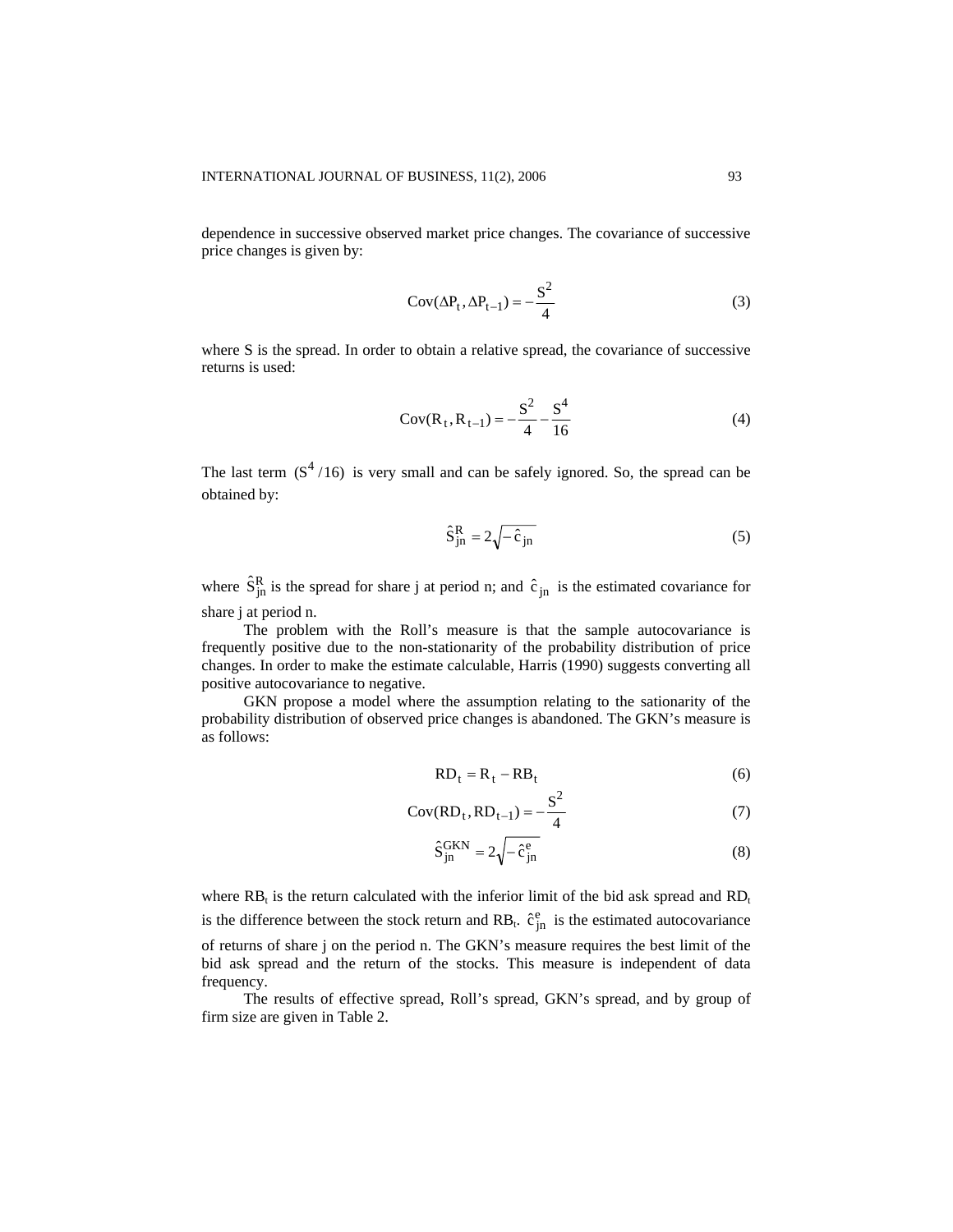dependence in successive observed market price changes. The covariance of successive price changes is given by:

$$\text{Cov}(\Delta P_t, \Delta P_{t-1}) = -\frac{S^2}{4} \tag{3}$$

where S is the spread. In order to obtain a relative spread, the covariance of successive returns is used:

$$\text{Cov}(R_t, R_{t-1}) = -\frac{S^2}{4} - \frac{S^4}{16} \tag{4}$$

The last term $(S^4/16)$ is very small and can be safely ignored. So, the spread can be obtained by:

$$\hat{S}^R_{jn} = 2\sqrt{-\hat{c}_{jn}} \tag{5}$$

where $\hat{S}^R_{jn}$ is the spread for share j at period n; and $\hat{c}_{jn}$ is the estimated covariance for share j at period n.

The problem with the Roll's measure is that the sample autocovariance is frequently positive due to the non-stationarity of the probability distribution of price changes. In order to make the estimate calculable, Harris (1990) suggests converting all positive autocovariance to negative.

GKN propose a model where the assumption relating to the sationarity of the probability distribution of observed price changes is abandoned. The GKN's measure is as follows:

$$RD_t = R_t - RB_t \tag{6}$$

$$\text{Cov}(RD_t, RD_{t-1}) = -\frac{S^2}{4} \tag{7}$$

$$\hat{S}^{GKN}_{jn} = 2\sqrt{-\hat{c}^e_{jn}} \tag{8}$$

where $RB_t$ is the return calculated with the inferior limit of the bid ask spread and $RD_t$ is the difference between the stock return and $RB_t$. $\hat{c}^e_{jn}$ is the estimated autocovariance of returns of share j on the period n. The GKN's measure requires the best limit of the bid ask spread and the return of the stocks. This measure is independent of data frequency.

The results of effective spread, Roll's spread, GKN's spread, and by group of firm size are given in Table 2.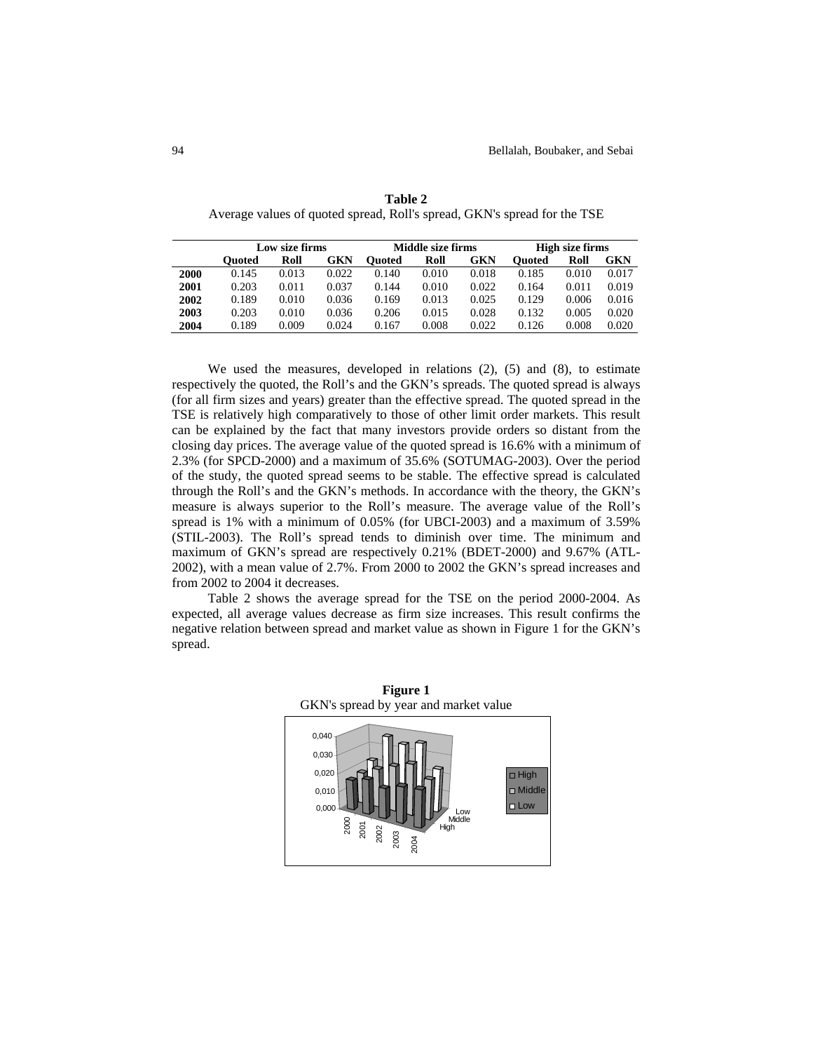**Table 2**
Average values of quoted spread, Roll's spread, GKN's spread for the TSE

| | Low size firms | | | Middle size firms | | | High size firms | | |
|---|---|---|---|---|---|---|---|---|---|
| | **Quoted** | **Roll** | **GKN** | **Quoted** | **Roll** | **GKN** | **Quoted** | **Roll** | **GKN** |
| **2000** | 0.145 | 0.013 | 0.022 | 0.140 | 0.010 | 0.018 | 0.185 | 0.010 | 0.017 |
| **2001** | 0.203 | 0.011 | 0.037 | 0.144 | 0.010 | 0.022 | 0.164 | 0.011 | 0.019 |
| **2002** | 0.189 | 0.010 | 0.036 | 0.169 | 0.013 | 0.025 | 0.129 | 0.006 | 0.016 |
| **2003** | 0.203 | 0.010 | 0.036 | 0.206 | 0.015 | 0.028 | 0.132 | 0.005 | 0.020 |
| **2004** | 0.189 | 0.009 | 0.024 | 0.167 | 0.008 | 0.022 | 0.126 | 0.008 | 0.020 |

We used the measures, developed in relations (2), (5) and (8), to estimate respectively the quoted, the Roll's and the GKN's spreads. The quoted spread is always (for all firm sizes and years) greater than the effective spread. The quoted spread in the TSE is relatively high comparatively to those of other limit order markets. This result can be explained by the fact that many investors provide orders so distant from the closing day prices. The average value of the quoted spread is 16.6% with a minimum of 2.3% (for SPCD-2000) and a maximum of 35.6% (SOTUMAG-2003). Over the period of the study, the quoted spread seems to be stable. The effective spread is calculated through the Roll's and the GKN's methods. In accordance with the theory, the GKN's measure is always superior to the Roll's measure. The average value of the Roll's spread is 1% with a minimum of 0.05% (for UBCI-2003) and a maximum of 3.59% (STIL-2003). The Roll's spread tends to diminish over time. The minimum and maximum of GKN's spread are respectively 0.21% (BDET-2000) and 9.67% (ATL-2002), with a mean value of 2.7%. From 2000 to 2002 the GKN's spread increases and from 2002 to 2004 it decreases.

Table 2 shows the average spread for the TSE on the period 2000-2004. As expected, all average values decrease as firm size increases. This result confirms the negative relation between spread and market value as shown in Figure 1 for the GKN's spread.

**Figure 1**
GKN's spread by year and market value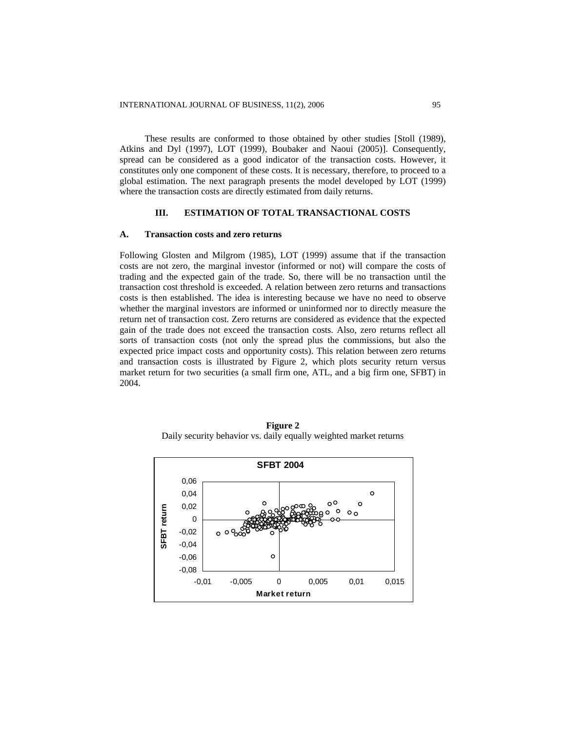These results are conformed to those obtained by other studies [Stoll (1989), Atkins and Dyl (1997), LOT (1999), Boubaker and Naoui (2005)]. Consequently, spread can be considered as a good indicator of the transaction costs. However, it constitutes only one component of these costs. It is necessary, therefore, to proceed to a global estimation. The next paragraph presents the model developed by LOT (1999) where the transaction costs are directly estimated from daily returns.

## III. ESTIMATION OF TOTAL TRANSACTIONAL COSTS

### A. Transaction costs and zero returns

Following Glosten and Milgrom (1985), LOT (1999) assume that if the transaction costs are not zero, the marginal investor (informed or not) will compare the costs of trading and the expected gain of the trade. So, there will be no transaction until the transaction cost threshold is exceeded. A relation between zero returns and transactions costs is then established. The idea is interesting because we have no need to observe whether the marginal investors are informed or uninformed nor to directly measure the return net of transaction cost. Zero returns are considered as evidence that the expected gain of the trade does not exceed the transaction costs. Also, zero returns reflect all sorts of transaction costs (not only the spread plus the commissions, but also the expected price impact costs and opportunity costs). This relation between zero returns and transaction costs is illustrated by Figure 2, which plots security return versus market return for two securities (a small firm one, ATL, and a big firm one, SFBT) in 2004.

**Figure 2**
Daily security behavior vs. daily equally weighted market returns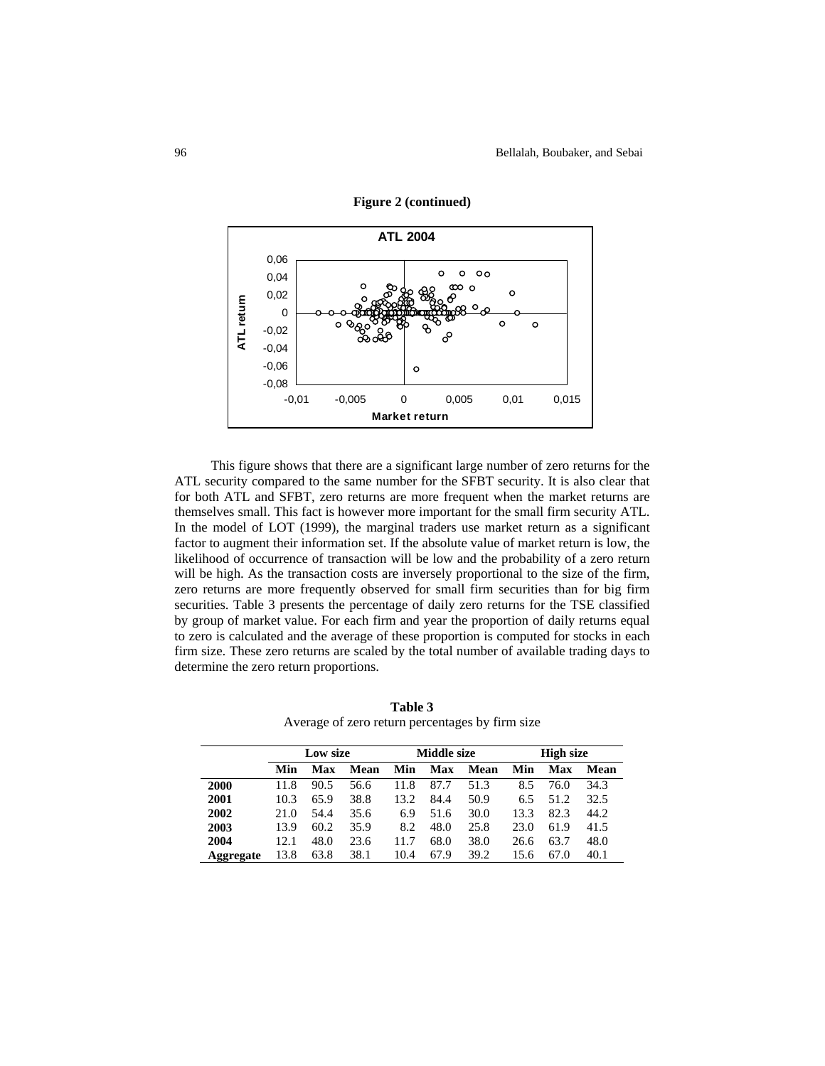**Figure 2 (continued)**

This figure shows that there are a significant large number of zero returns for the ATL security compared to the same number for the SFBT security. It is also clear that for both ATL and SFBT, zero returns are more frequent when the market returns are themselves small. This fact is however more important for the small firm security ATL. In the model of LOT (1999), the marginal traders use market return as a significant factor to augment their information set. If the absolute value of market return is low, the likelihood of occurrence of transaction will be low and the probability of a zero return will be high. As the transaction costs are inversely proportional to the size of the firm, zero returns are more frequently observed for small firm securities than for big firm securities. Table 3 presents the percentage of daily zero returns for the TSE classified by group of market value. For each firm and year the proportion of daily returns equal to zero is calculated and the average of these proportion is computed for stocks in each firm size. These zero returns are scaled by the total number of available trading days to determine the zero return proportions.

**Table 3**
Average of zero return percentages by firm size

| | Low size | | | Middle size | | | High size | | |
|---|---|---|---|---|---|---|---|---|---|
| | **Min** | **Max** | **Mean** | **Min** | **Max** | **Mean** | **Min** | **Max** | **Mean** |
| **2000** | 11.8 | 90.5 | 56.6 | 11.8 | 87.7 | 51.3 | 8.5 | 76.0 | 34.3 |
| **2001** | 10.3 | 65.9 | 38.8 | 13.2 | 84.4 | 50.9 | 6.5 | 51.2 | 32.5 |
| **2002** | 21.0 | 54.4 | 35.6 | 6.9 | 51.6 | 30.0 | 13.3 | 82.3 | 44.2 |
| **2003** | 13.9 | 60.2 | 35.9 | 8.2 | 48.0 | 25.8 | 23.0 | 61.9 | 41.5 |
| **2004** | 12.1 | 48.0 | 23.6 | 11.7 | 68.0 | 38.0 | 26.6 | 63.7 | 48.0 |
| **Aggregate** | 13.8 | 63.8 | 38.1 | 10.4 | 67.9 | 39.2 | 15.6 | 67.0 | 40.1 |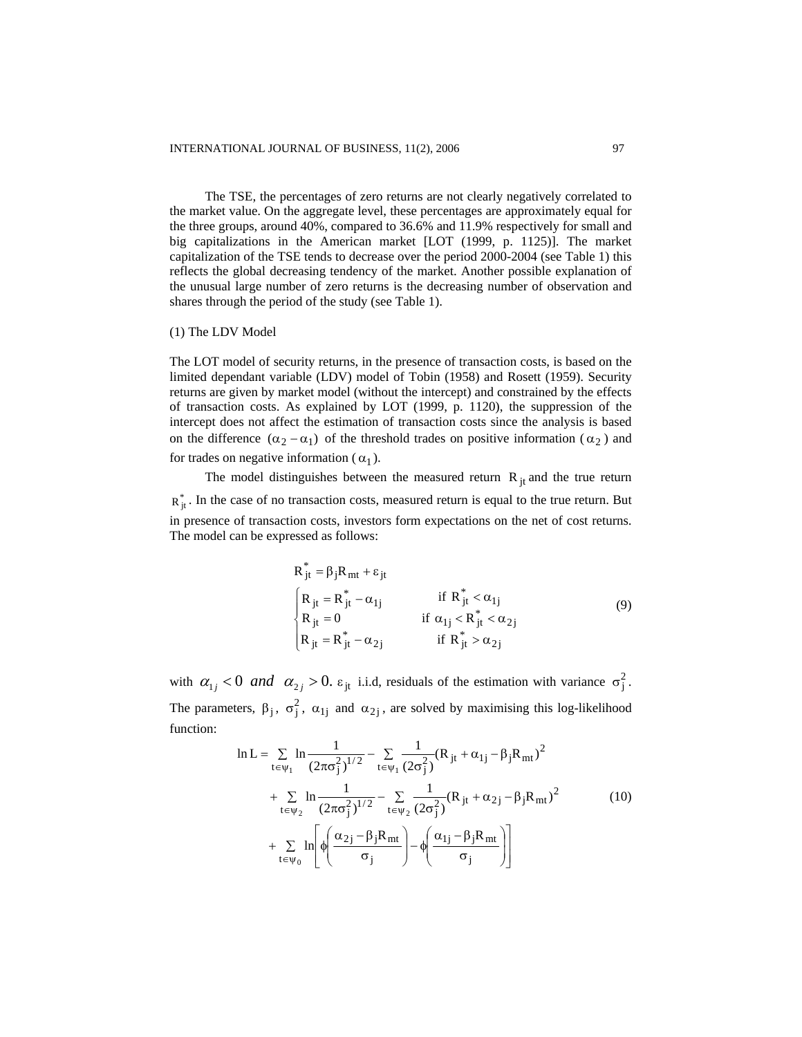The TSE, the percentages of zero returns are not clearly negatively correlated to the market value. On the aggregate level, these percentages are approximately equal for the three groups, around 40%, compared to 36.6% and 11.9% respectively for small and big capitalizations in the American market [LOT (1999, p. 1125)]. The market capitalization of the TSE tends to decrease over the period 2000-2004 (see Table 1) this reflects the global decreasing tendency of the market. Another possible explanation of the unusual large number of zero returns is the decreasing number of observation and shares through the period of the study (see Table 1).

(1) The LDV Model

The LOT model of security returns, in the presence of transaction costs, is based on the limited dependant variable (LDV) model of Tobin (1958) and Rosett (1959). Security returns are given by market model (without the intercept) and constrained by the effects of transaction costs. As explained by LOT (1999, p. 1120), the suppression of the intercept does not affect the estimation of transaction costs since the analysis is based on the difference $(\alpha_2 - \alpha_1)$ of the threshold trades on positive information ($\alpha_2$) and for trades on negative information ($\alpha_1$).

The model distinguishes between the measured return $R_{jt}$ and the true return $R^*_{jt}$. In the case of no transaction costs, measured return is equal to the true return. But in presence of transaction costs, investors form expectations on the net of cost returns. The model can be expressed as follows:

$$
\begin{aligned}
&R^*_{jt} = \beta_j R_{mt} + \varepsilon_{jt} \\
&\begin{cases}
R_{jt} = R^*_{jt} - \alpha_{1j} & \text{if } R^*_{jt} < \alpha_{1j} \\
R_{jt} = 0 & \text{if } \alpha_{1j} < R^*_{jt} < \alpha_{2j} \\
R_{jt} = R^*_{jt} - \alpha_{2j} & \text{if } R^*_{jt} > \alpha_{2j}
\end{cases}
\end{aligned} \tag{9}
$$

with $\alpha_{1j} < 0$ *and* $\alpha_{2j} > 0$. $\varepsilon_{jt}$ i.i.d, residuals of the estimation with variance $\sigma_j^2$. The parameters, $\beta_j$, $\sigma_j^2$, $\alpha_{1j}$ and $\alpha_{2j}$, are solved by maximising this log-likelihood function:

$$
\begin{aligned}
\ln L = &\sum_{t \in \psi_1} \ln \frac{1}{(2\pi\sigma_j^2)^{1/2}} - \sum_{t \in \psi_1} \frac{1}{(2\sigma_j^2)} (R_{jt} + \alpha_{1j} - \beta_j R_{mt})^2 \\
&+ \sum_{t \in \psi_2} \ln \frac{1}{(2\pi\sigma_j^2)^{1/2}} - \sum_{t \in \psi_2} \frac{1}{(2\sigma_j^2)} (R_{jt} + \alpha_{2j} - \beta_j R_{mt})^2 \\
&+ \sum_{t \in \psi_0} \ln \left[ \phi\left( \frac{\alpha_{2j} - \beta_j R_{mt}}{\sigma_j} \right) - \phi\left( \frac{\alpha_{1j} - \beta_j R_{mt}}{\sigma_j} \right) \right]
\end{aligned} \tag{10}
$$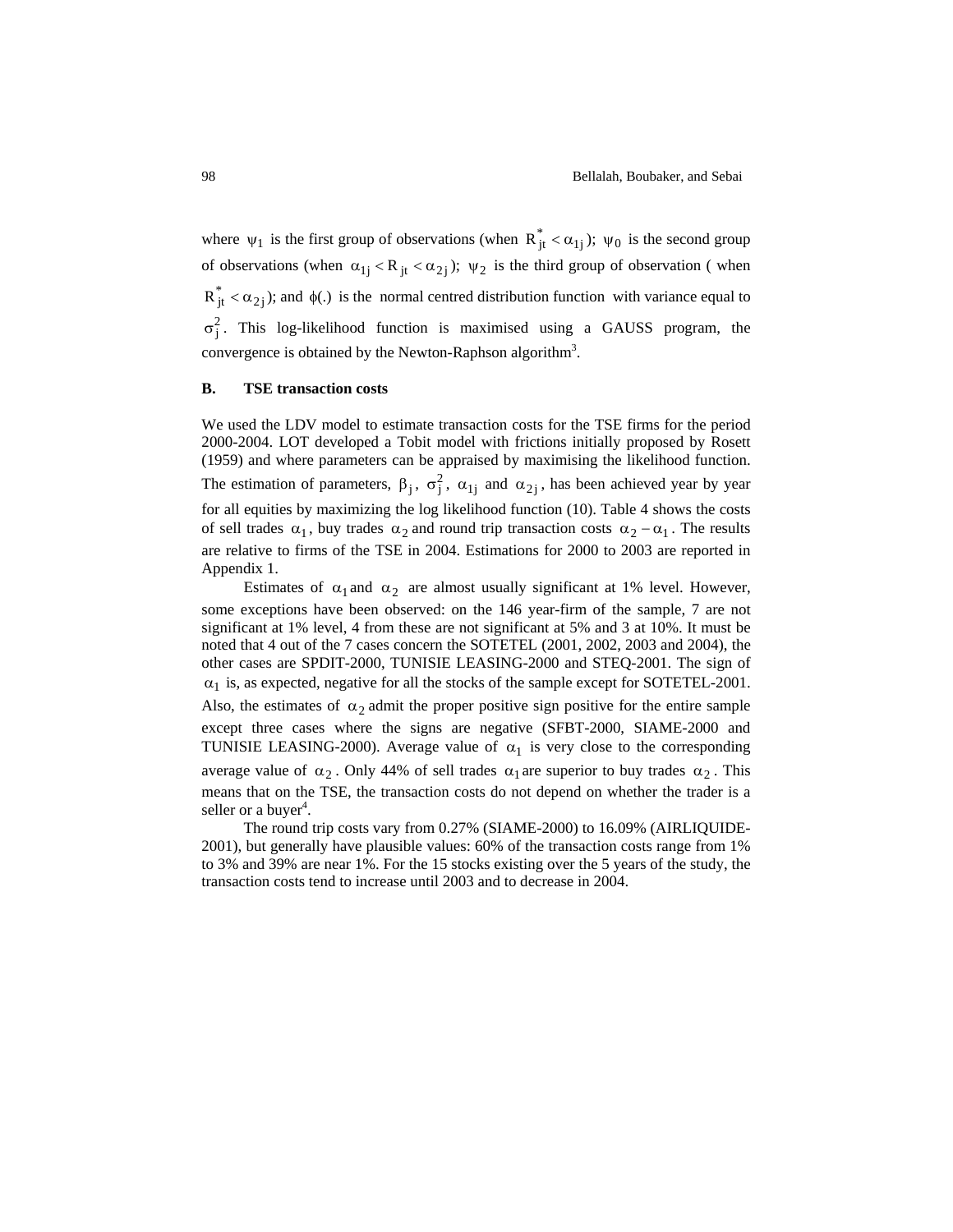where $\psi_1$ is the first group of observations (when $R^*_{jt} < \alpha_{1j}$); $\psi_0$ is the second group of observations (when $\alpha_{1j} < R_{jt} < \alpha_{2j}$); $\psi_2$ is the third group of observation ( when $R^*_{jt} < \alpha_{2j}$); and $\phi(.)$ is the normal centred distribution function with variance equal to $\sigma^2_j$. This log-likelihood function is maximised using a GAUSS program, the convergence is obtained by the Newton-Raphson algorithm[3].

### B. TSE transaction costs

We used the LDV model to estimate transaction costs for the TSE firms for the period 2000-2004. LOT developed a Tobit model with frictions initially proposed by Rosett (1959) and where parameters can be appraised by maximising the likelihood function. The estimation of parameters, $\beta_j$, $\sigma^2_j$, $\alpha_{1j}$ and $\alpha_{2j}$, has been achieved year by year for all equities by maximizing the log likelihood function (10). Table 4 shows the costs of sell trades $\alpha_1$, buy trades $\alpha_2$ and round trip transaction costs $\alpha_2 - \alpha_1$. The results are relative to firms of the TSE in 2004. Estimations for 2000 to 2003 are reported in Appendix 1.

Estimates of $\alpha_1$ and $\alpha_2$ are almost usually significant at 1% level. However, some exceptions have been observed: on the 146 year-firm of the sample, 7 are not significant at 1% level, 4 from these are not significant at 5% and 3 at 10%. It must be noted that 4 out of the 7 cases concern the SOTETEL (2001, 2002, 2003 and 2004), the other cases are SPDIT-2000, TUNISIE LEASING-2000 and STEQ-2001. The sign of $\alpha_1$ is, as expected, negative for all the stocks of the sample except for SOTETEL-2001. Also, the estimates of $\alpha_2$ admit the proper positive sign positive for the entire sample except three cases where the signs are negative (SFBT-2000, SIAME-2000 and TUNISIE LEASING-2000). Average value of $\alpha_1$ is very close to the corresponding average value of $\alpha_2$. Only 44% of sell trades $\alpha_1$ are superior to buy trades $\alpha_2$. This means that on the TSE, the transaction costs do not depend on whether the trader is a seller or a buyer[4].

The round trip costs vary from 0.27% (SIAME-2000) to 16.09% (AIRLIQUIDE-2001), but generally have plausible values: 60% of the transaction costs range from 1% to 3% and 39% are near 1%. For the 15 stocks existing over the 5 years of the study, the transaction costs tend to increase until 2003 and to decrease in 2004.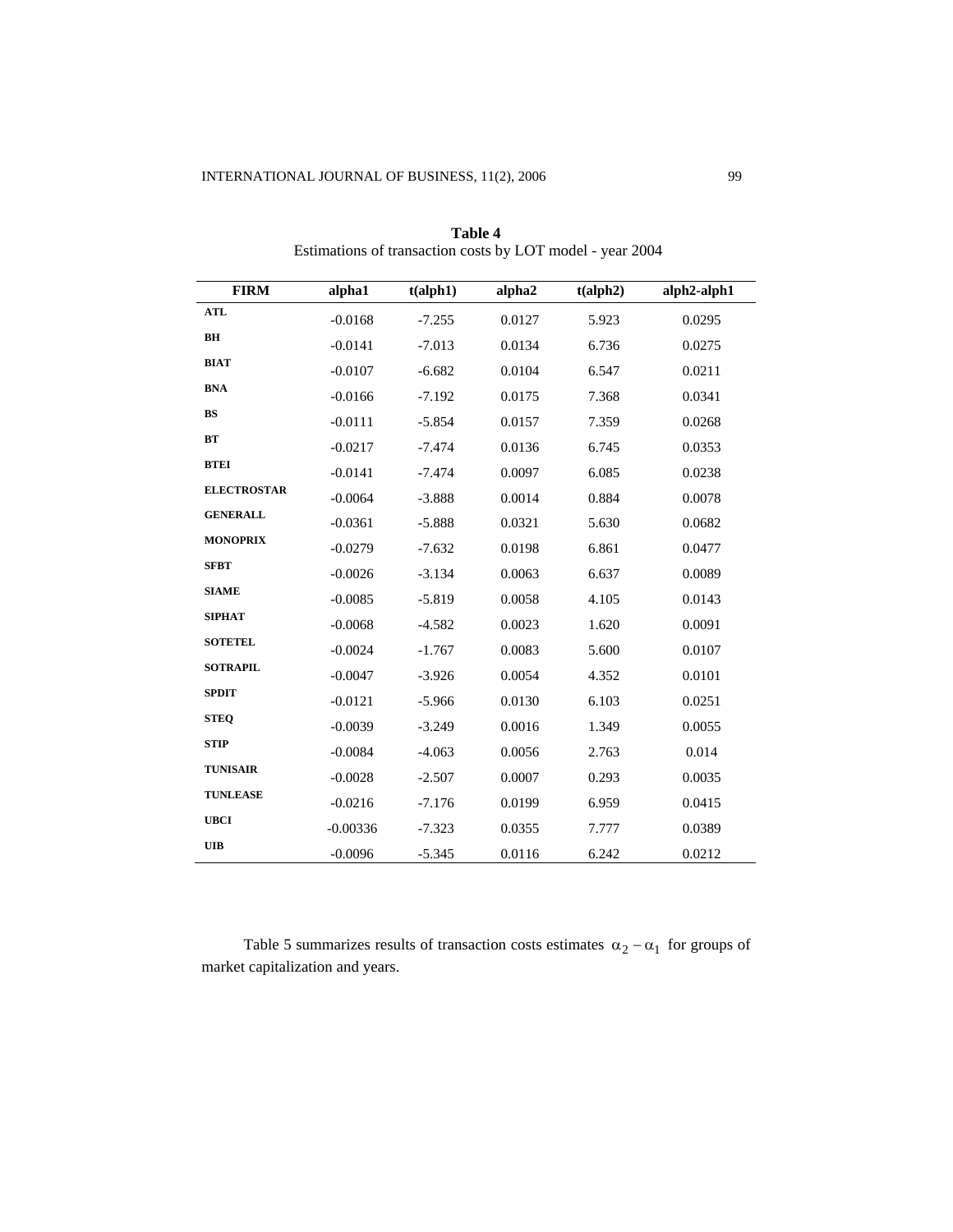**Table 4**
Estimations of transaction costs by LOT model - year 2004

| FIRM | alpha1 | t(alph1) | alpha2 | t(alph2) | alph2-alph1 |
|---|---|---|---|---|---|
| ATL | -0.0168 | -7.255 | 0.0127 | 5.923 | 0.0295 |
| BH | -0.0141 | -7.013 | 0.0134 | 6.736 | 0.0275 |
| BIAT | -0.0107 | -6.682 | 0.0104 | 6.547 | 0.0211 |
| BNA | -0.0166 | -7.192 | 0.0175 | 7.368 | 0.0341 |
| BS | -0.0111 | -5.854 | 0.0157 | 7.359 | 0.0268 |
| BT | -0.0217 | -7.474 | 0.0136 | 6.745 | 0.0353 |
| BTEI | -0.0141 | -7.474 | 0.0097 | 6.085 | 0.0238 |
| ELECTROSTAR | -0.0064 | -3.888 | 0.0014 | 0.884 | 0.0078 |
| GENERALL | -0.0361 | -5.888 | 0.0321 | 5.630 | 0.0682 |
| MONOPRIX | -0.0279 | -7.632 | 0.0198 | 6.861 | 0.0477 |
| SFBT | -0.0026 | -3.134 | 0.0063 | 6.637 | 0.0089 |
| SIAME | -0.0085 | -5.819 | 0.0058 | 4.105 | 0.0143 |
| SIPHAT | -0.0068 | -4.582 | 0.0023 | 1.620 | 0.0091 |
| SOTETEL | -0.0024 | -1.767 | 0.0083 | 5.600 | 0.0107 |
| SOTRAPIL | -0.0047 | -3.926 | 0.0054 | 4.352 | 0.0101 |
| SPDIT | -0.0121 | -5.966 | 0.0130 | 6.103 | 0.0251 |
| STEQ | -0.0039 | -3.249 | 0.0016 | 1.349 | 0.0055 |
| STIP | -0.0084 | -4.063 | 0.0056 | 2.763 | 0.014 |
| TUNISAIR | -0.0028 | -2.507 | 0.0007 | 0.293 | 0.0035 |
| TUNLEASE | -0.0216 | -7.176 | 0.0199 | 6.959 | 0.0415 |
| UBCI | -0.00336 | -7.323 | 0.0355 | 7.777 | 0.0389 |
| UIB | -0.0096 | -5.345 | 0.0116 | 6.242 | 0.0212 |

Table 5 summarizes results of transaction costs estimates $\alpha_2 - \alpha_1$ for groups of market capitalization and years.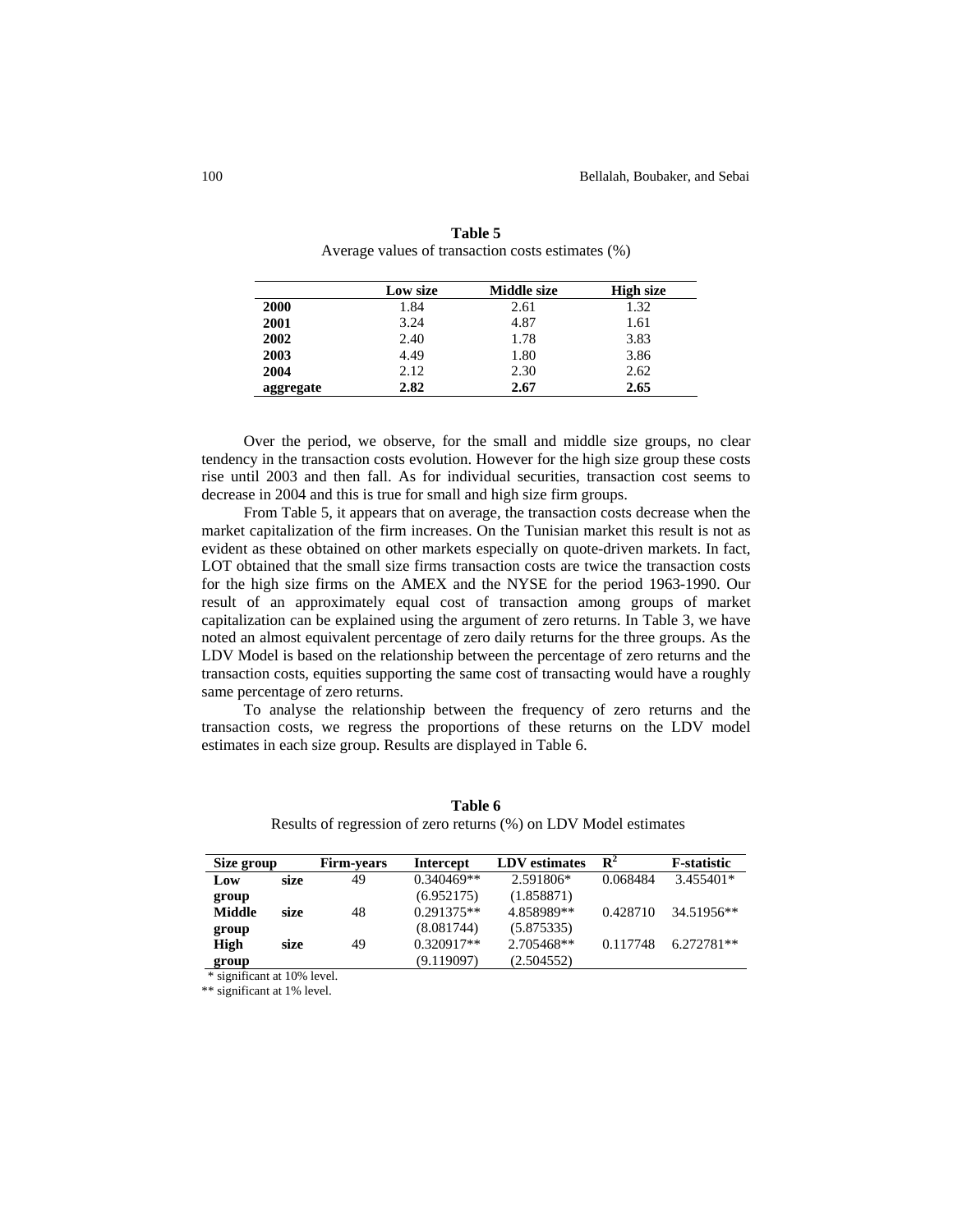**Table 5**

Average values of transaction costs estimates (%)

| | Low size | Middle size | High size |
|---|---|---|---|
| **2000** | 1.84 | 2.61 | 1.32 |
| **2001** | 3.24 | 4.87 | 1.61 |
| **2002** | 2.40 | 1.78 | 3.83 |
| **2003** | 4.49 | 1.80 | 3.86 |
| **2004** | 2.12 | 2.30 | 2.62 |
| **aggregate** | **2.82** | **2.67** | **2.65** |

Over the period, we observe, for the small and middle size groups, no clear tendency in the transaction costs evolution. However for the high size group these costs rise until 2003 and then fall. As for individual securities, transaction cost seems to decrease in 2004 and this is true for small and high size firm groups.

From Table 5, it appears that on average, the transaction costs decrease when the market capitalization of the firm increases. On the Tunisian market this result is not as evident as these obtained on other markets especially on quote-driven markets. In fact, LOT obtained that the small size firms transaction costs are twice the transaction costs for the high size firms on the AMEX and the NYSE for the period 1963-1990. Our result of an approximately equal cost of transaction among groups of market capitalization can be explained using the argument of zero returns. In Table 3, we have noted an almost equivalent percentage of zero daily returns for the three groups. As the LDV Model is based on the relationship between the percentage of zero returns and the transaction costs, equities supporting the same cost of transacting would have a roughly same percentage of zero returns.

To analyse the relationship between the frequency of zero returns and the transaction costs, we regress the proportions of these returns on the LDV model estimates in each size group. Results are displayed in Table 6.

**Table 6**

Results of regression of zero returns (%) on LDV Model estimates

| Size group | Firm-years | Intercept | LDV estimates | $R^2$ | F-statistic |
|---|---|---|---|---|---|
| **Low size group** | 49 | 0.340469** (6.952175) | 2.591806* (1.858871) | 0.068484 | 3.455401* |
| **Middle size group** | 48 | 0.291375** (8.081744) | 4.858989** (5.875335) | 0.428710 | 34.51956** |
| **High size group** | 49 | 0.320917** (9.119097) | 2.705468** (2.504552) | 0.117748 | 6.272781** |

* significant at 10% level.

** significant at 1% level.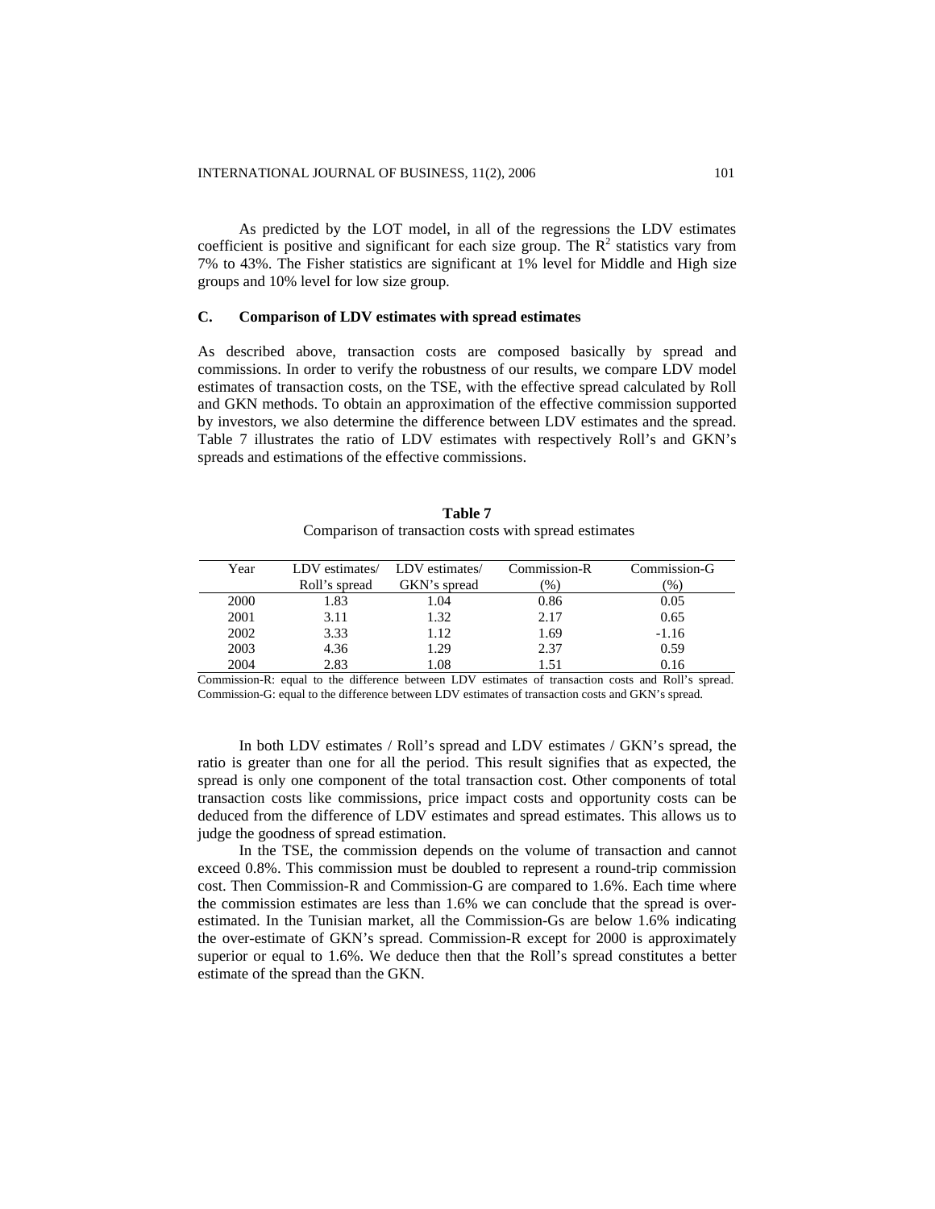As predicted by the LOT model, in all of the regressions the LDV estimates coefficient is positive and significant for each size group. The $R^2$ statistics vary from 7% to 43%. The Fisher statistics are significant at 1% level for Middle and High size groups and 10% level for low size group.

### C. Comparison of LDV estimates with spread estimates

As described above, transaction costs are composed basically by spread and commissions. In order to verify the robustness of our results, we compare LDV model estimates of transaction costs, on the TSE, with the effective spread calculated by Roll and GKN methods. To obtain an approximation of the effective commission supported by investors, we also determine the difference between LDV estimates and the spread. Table 7 illustrates the ratio of LDV estimates with respectively Roll's and GKN's spreads and estimations of the effective commissions.

**Table 7**
Comparison of transaction costs with spread estimates

| Year | LDV estimates/ Roll's spread | LDV estimates/ GKN's spread | Commission-R (%) | Commission-G (%) |
|---|---|---|---|---|
| 2000 | 1.83 | 1.04 | 0.86 | 0.05 |
| 2001 | 3.11 | 1.32 | 2.17 | 0.65 |
| 2002 | 3.33 | 1.12 | 1.69 | -1.16 |
| 2003 | 4.36 | 1.29 | 2.37 | 0.59 |
| 2004 | 2.83 | 1.08 | 1.51 | 0.16 |

Commission-R: equal to the difference between LDV estimates of transaction costs and Roll's spread. Commission-G: equal to the difference between LDV estimates of transaction costs and GKN's spread.

In both LDV estimates / Roll's spread and LDV estimates / GKN's spread, the ratio is greater than one for all the period. This result signifies that as expected, the spread is only one component of the total transaction cost. Other components of total transaction costs like commissions, price impact costs and opportunity costs can be deduced from the difference of LDV estimates and spread estimates. This allows us to judge the goodness of spread estimation.

In the TSE, the commission depends on the volume of transaction and cannot exceed 0.8%. This commission must be doubled to represent a round-trip commission cost. Then Commission-R and Commission-G are compared to 1.6%. Each time where the commission estimates are less than 1.6% we can conclude that the spread is over-estimated. In the Tunisian market, all the Commission-Gs are below 1.6% indicating the over-estimate of GKN's spread. Commission-R except for 2000 is approximately superior or equal to 1.6%. We deduce then that the Roll's spread constitutes a better estimate of the spread than the GKN.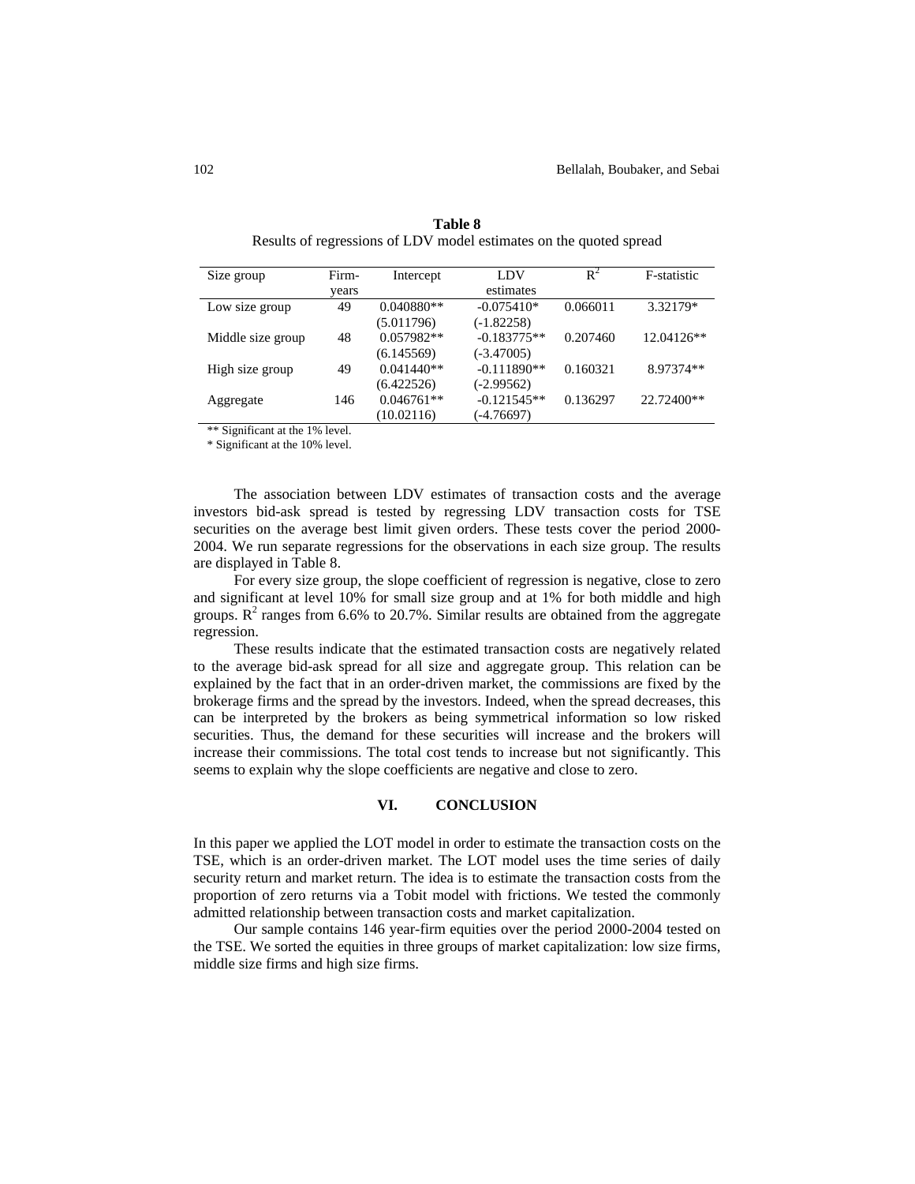**Table 8**
Results of regressions of LDV model estimates on the quoted spread

| Size group | Firm-years | Intercept | LDV estimates | $R^2$ | F-statistic |
|---|---|---|---|---|---|
| Low size group | 49 | 0.040880** | -0.075410* | 0.066011 | 3.32179* |
| | | (5.011796) | (-1.82258) | | |
| Middle size group | 48 | 0.057982** | -0.183775** | 0.207460 | 12.04126** |
| | | (6.145569) | (-3.47005) | | |
| High size group | 49 | 0.041440** | -0.111890** | 0.160321 | 8.97374** |
| | | (6.422526) | (-2.99562) | | |
| Aggregate | 146 | 0.046761** | -0.121545** | 0.136297 | 22.72400** |
| | | (10.02116) | (-4.76697) | | |

** Significant at the 1% level.
* Significant at the 10% level.

The association between LDV estimates of transaction costs and the average investors bid-ask spread is tested by regressing LDV transaction costs for TSE securities on the average best limit given orders. These tests cover the period 2000-2004. We run separate regressions for the observations in each size group. The results are displayed in Table 8.

For every size group, the slope coefficient of regression is negative, close to zero and significant at level 10% for small size group and at 1% for both middle and high groups. $R^2$ ranges from 6.6% to 20.7%. Similar results are obtained from the aggregate regression.

These results indicate that the estimated transaction costs are negatively related to the average bid-ask spread for all size and aggregate group. This relation can be explained by the fact that in an order-driven market, the commissions are fixed by the brokerage firms and the spread by the investors. Indeed, when the spread decreases, this can be interpreted by the brokers as being symmetrical information so low risked securities. Thus, the demand for these securities will increase and the brokers will increase their commissions. The total cost tends to increase but not significantly. This seems to explain why the slope coefficients are negative and close to zero.

## VI. CONCLUSION

In this paper we applied the LOT model in order to estimate the transaction costs on the TSE, which is an order-driven market. The LOT model uses the time series of daily security return and market return. The idea is to estimate the transaction costs from the proportion of zero returns via a Tobit model with frictions. We tested the commonly admitted relationship between transaction costs and market capitalization.

Our sample contains 146 year-firm equities over the period 2000-2004 tested on the TSE. We sorted the equities in three groups of market capitalization: low size firms, middle size firms and high size firms.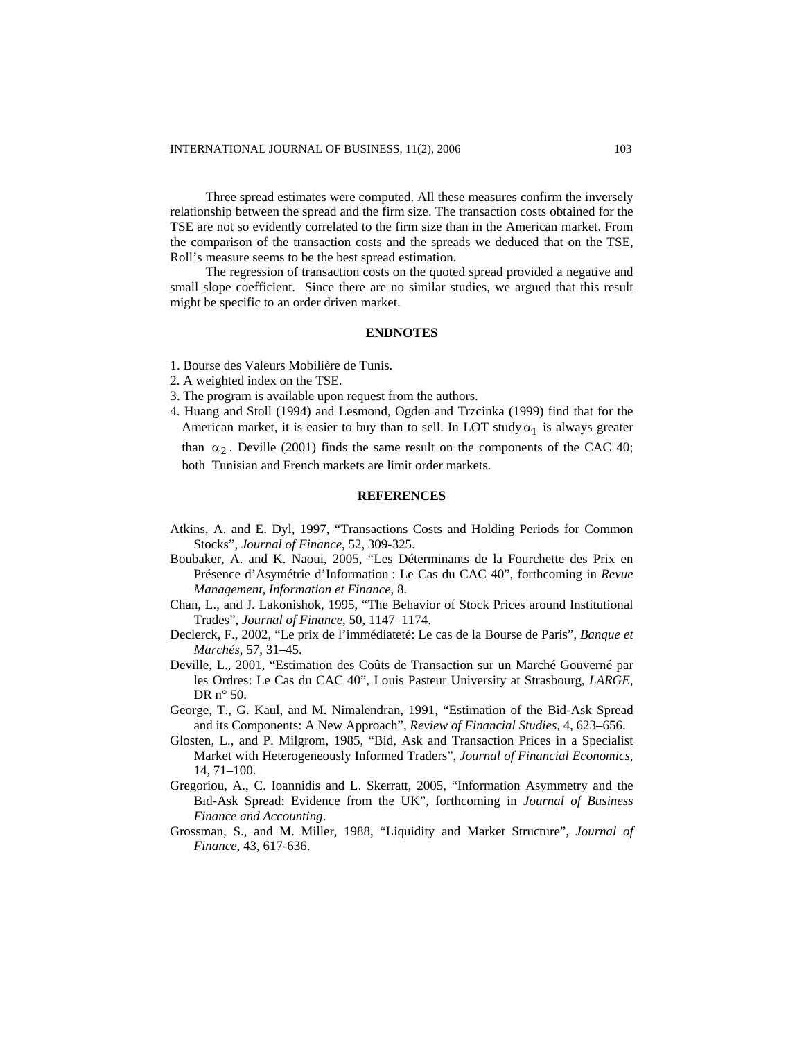Three spread estimates were computed. All these measures confirm the inversely relationship between the spread and the firm size. The transaction costs obtained for the TSE are not so evidently correlated to the firm size than in the American market. From the comparison of the transaction costs and the spreads we deduced that on the TSE, Roll's measure seems to be the best spread estimation.

The regression of transaction costs on the quoted spread provided a negative and small slope coefficient. Since there are no similar studies, we argued that this result might be specific to an order driven market.

## ENDNOTES

1. Bourse des Valeurs Mobilière de Tunis.
2. A weighted index on the TSE.
3. The program is available upon request from the authors.
4. Huang and Stoll (1994) and Lesmond, Ogden and Trzcinka (1999) find that for the American market, it is easier to buy than to sell. In LOT study $\alpha_1$ is always greater than $\alpha_2$. Deville (2001) finds the same result on the components of the CAC 40; both Tunisian and French markets are limit order markets.

## REFERENCES

Atkins, A. and E. Dyl, 1997, "Transactions Costs and Holding Periods for Common Stocks", *Journal of Finance*, 52, 309-325.

Boubaker, A. and K. Naoui, 2005, "Les Déterminants de la Fourchette des Prix en Présence d'Asymétrie d'Information : Le Cas du CAC 40", forthcoming in *Revue Management, Information et Finance*, 8.

Chan, L., and J. Lakonishok, 1995, "The Behavior of Stock Prices around Institutional Trades", *Journal of Finance*, 50, 1147–1174.

Declerck, F., 2002, "Le prix de l'immédiateté: Le cas de la Bourse de Paris", *Banque et Marchés*, 57, 31–45.

Deville, L., 2001, "Estimation des Coûts de Transaction sur un Marché Gouverné par les Ordres: Le Cas du CAC 40", Louis Pasteur University at Strasbourg, *LARGE*, DR n° 50.

George, T., G. Kaul, and M. Nimalendran, 1991, "Estimation of the Bid-Ask Spread and its Components: A New Approach", *Review of Financial Studies*, 4, 623–656.

Glosten, L., and P. Milgrom, 1985, "Bid, Ask and Transaction Prices in a Specialist Market with Heterogeneously Informed Traders", *Journal of Financial Economics*, 14, 71–100.

Gregoriou, A., C. Ioannidis and L. Skerratt, 2005, "Information Asymmetry and the Bid-Ask Spread: Evidence from the UK", forthcoming in *Journal of Business Finance and Accounting*.

Grossman, S., and M. Miller, 1988, "Liquidity and Market Structure", *Journal of Finance*, 43, 617-636.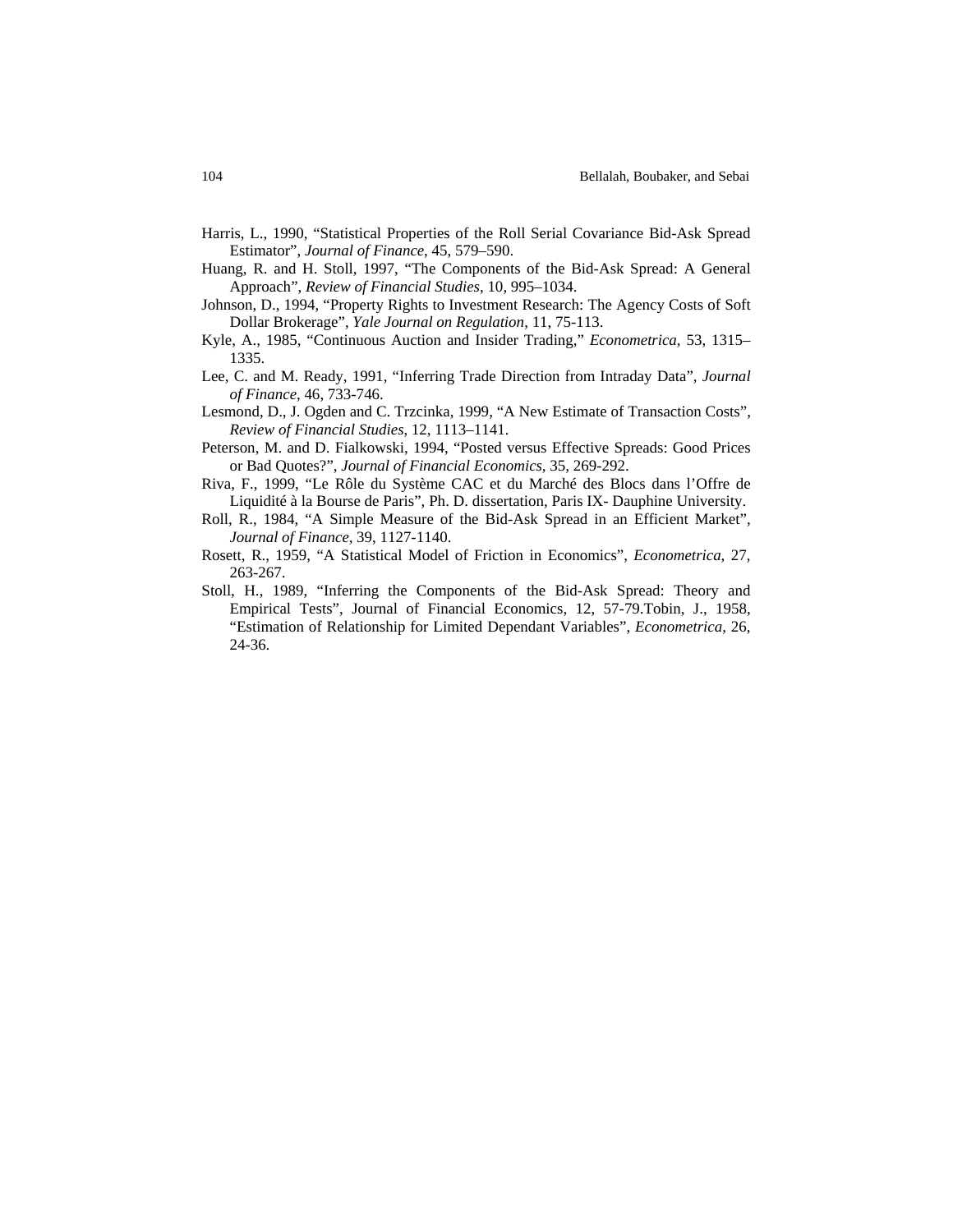Harris, L., 1990, "Statistical Properties of the Roll Serial Covariance Bid-Ask Spread Estimator", *Journal of Finance*, 45, 579–590.

Huang, R. and H. Stoll, 1997, "The Components of the Bid-Ask Spread: A General Approach", *Review of Financial Studies*, 10, 995–1034.

Johnson, D., 1994, "Property Rights to Investment Research: The Agency Costs of Soft Dollar Brokerage", *Yale Journal on Regulation*, 11, 75-113.

Kyle, A., 1985, "Continuous Auction and Insider Trading," *Econometrica*, 53, 1315–1335.

Lee, C. and M. Ready, 1991, "Inferring Trade Direction from Intraday Data", *Journal of Finance*, 46, 733-746.

Lesmond, D., J. Ogden and C. Trzcinka, 1999, "A New Estimate of Transaction Costs", *Review of Financial Studies*, 12, 1113–1141.

Peterson, M. and D. Fialkowski, 1994, "Posted versus Effective Spreads: Good Prices or Bad Quotes?", *Journal of Financial Economics*, 35, 269-292.

Riva, F., 1999, "Le Rôle du Système CAC et du Marché des Blocs dans l'Offre de Liquidité à la Bourse de Paris", Ph. D. dissertation, Paris IX- Dauphine University.

Roll, R., 1984, "A Simple Measure of the Bid-Ask Spread in an Efficient Market", *Journal of Finance*, 39, 1127-1140.

Rosett, R., 1959, "A Statistical Model of Friction in Economics", *Econometrica*, 27, 263-267.

Stoll, H., 1989, "Inferring the Components of the Bid-Ask Spread: Theory and Empirical Tests", Journal of Financial Economics, 12, 57-79.Tobin, J., 1958, "Estimation of Relationship for Limited Dependant Variables", *Econometrica*, 26, 24-36.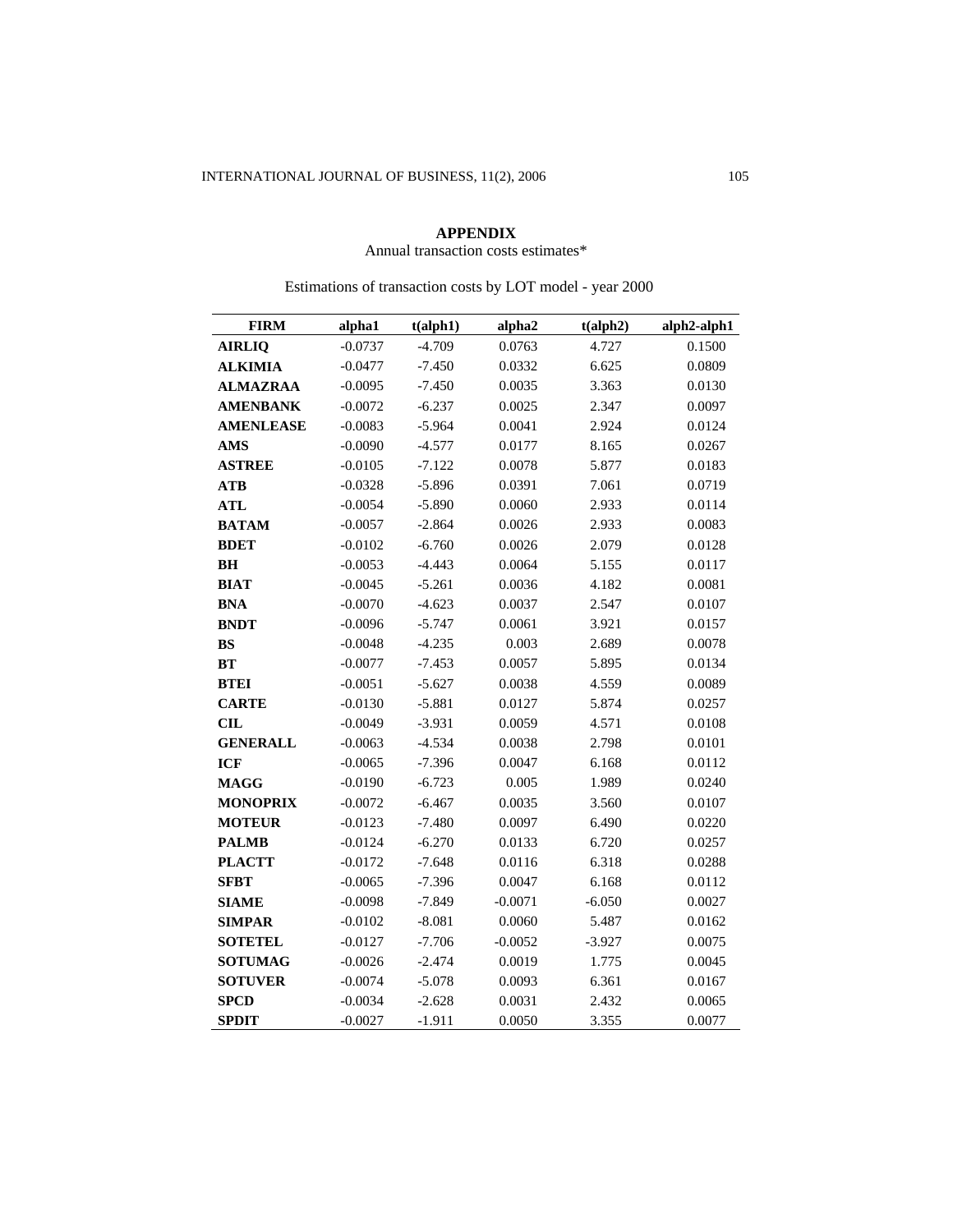## APPENDIX

Annual transaction costs estimates*

Estimations of transaction costs by LOT model - year 2000

| FIRM | alpha1 | t(alph1) | alpha2 | t(alph2) | alph2-alph1 |
|---|---|---|---|---|---|
| **AIRLIQ** | -0.0737 | -4.709 | 0.0763 | 4.727 | 0.1500 |
| **ALKIMIA** | -0.0477 | -7.450 | 0.0332 | 6.625 | 0.0809 |
| **ALMAZRAA** | -0.0095 | -7.450 | 0.0035 | 3.363 | 0.0130 |
| **AMENBANK** | -0.0072 | -6.237 | 0.0025 | 2.347 | 0.0097 |
| **AMENLEASE** | -0.0083 | -5.964 | 0.0041 | 2.924 | 0.0124 |
| **AMS** | -0.0090 | -4.577 | 0.0177 | 8.165 | 0.0267 |
| **ASTREE** | -0.0105 | -7.122 | 0.0078 | 5.877 | 0.0183 |
| **ATB** | -0.0328 | -5.896 | 0.0391 | 7.061 | 0.0719 |
| **ATL** | -0.0054 | -5.890 | 0.0060 | 2.933 | 0.0114 |
| **BATAM** | -0.0057 | -2.864 | 0.0026 | 2.933 | 0.0083 |
| **BDET** | -0.0102 | -6.760 | 0.0026 | 2.079 | 0.0128 |
| **BH** | -0.0053 | -4.443 | 0.0064 | 5.155 | 0.0117 |
| **BIAT** | -0.0045 | -5.261 | 0.0036 | 4.182 | 0.0081 |
| **BNA** | -0.0070 | -4.623 | 0.0037 | 2.547 | 0.0107 |
| **BNDT** | -0.0096 | -5.747 | 0.0061 | 3.921 | 0.0157 |
| **BS** | -0.0048 | -4.235 | 0.003 | 2.689 | 0.0078 |
| **BT** | -0.0077 | -7.453 | 0.0057 | 5.895 | 0.0134 |
| **BTEI** | -0.0051 | -5.627 | 0.0038 | 4.559 | 0.0089 |
| **CARTE** | -0.0130 | -5.881 | 0.0127 | 5.874 | 0.0257 |
| **CIL** | -0.0049 | -3.931 | 0.0059 | 4.571 | 0.0108 |
| **GENERALL** | -0.0063 | -4.534 | 0.0038 | 2.798 | 0.0101 |
| **ICF** | -0.0065 | -7.396 | 0.0047 | 6.168 | 0.0112 |
| **MAGG** | -0.0190 | -6.723 | 0.005 | 1.989 | 0.0240 |
| **MONOPRIX** | -0.0072 | -6.467 | 0.0035 | 3.560 | 0.0107 |
| **MOTEUR** | -0.0123 | -7.480 | 0.0097 | 6.490 | 0.0220 |
| **PALMB** | -0.0124 | -6.270 | 0.0133 | 6.720 | 0.0257 |
| **PLACTT** | -0.0172 | -7.648 | 0.0116 | 6.318 | 0.0288 |
| **SFBT** | -0.0065 | -7.396 | 0.0047 | 6.168 | 0.0112 |
| **SIAME** | -0.0098 | -7.849 | -0.0071 | -6.050 | 0.0027 |
| **SIMPAR** | -0.0102 | -8.081 | 0.0060 | 5.487 | 0.0162 |
| **SOTETEL** | -0.0127 | -7.706 | -0.0052 | -3.927 | 0.0075 |
| **SOTUMAG** | -0.0026 | -2.474 | 0.0019 | 1.775 | 0.0045 |
| **SOTUVER** | -0.0074 | -5.078 | 0.0093 | 6.361 | 0.0167 |
| **SPCD** | -0.0034 | -2.628 | 0.0031 | 2.432 | 0.0065 |
| **SPDIT** | -0.0027 | -1.911 | 0.0050 | 3.355 | 0.0077 |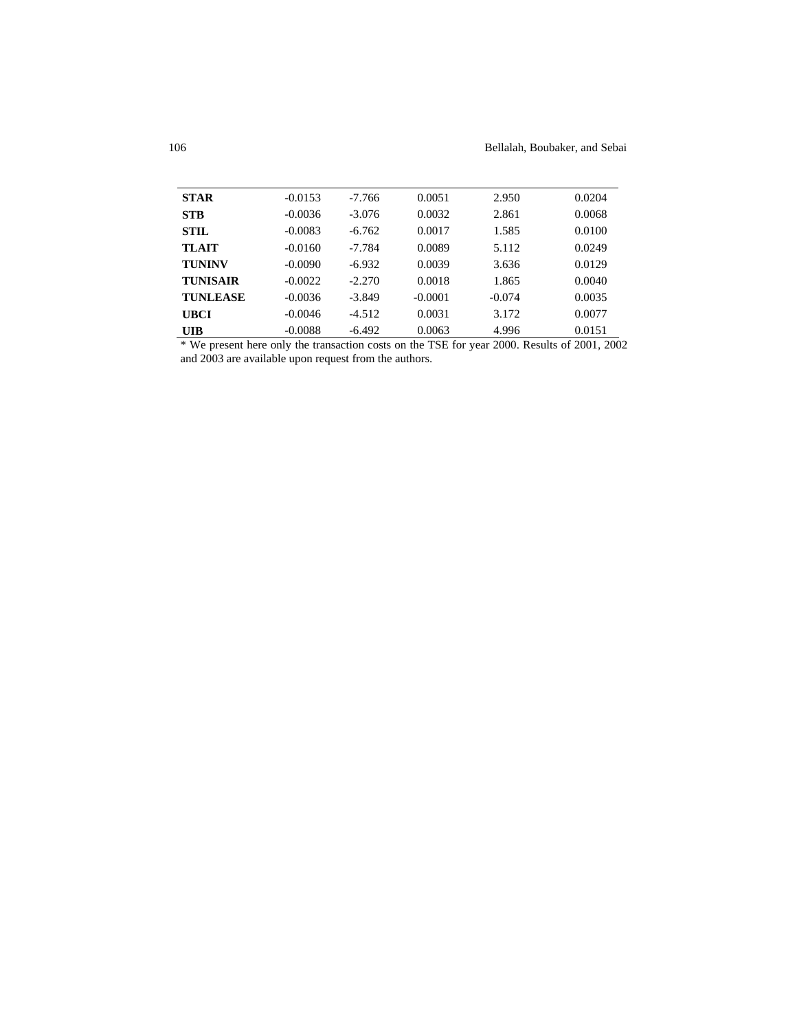| | | | | | |
|---|---|---|---|---|---|
| **STAR** | -0.0153 | -7.766 | 0.0051 | 2.950 | 0.0204 |
| **STB** | -0.0036 | -3.076 | 0.0032 | 2.861 | 0.0068 |
| **STIL** | -0.0083 | -6.762 | 0.0017 | 1.585 | 0.0100 |
| **TLAIT** | -0.0160 | -7.784 | 0.0089 | 5.112 | 0.0249 |
| **TUNINV** | -0.0090 | -6.932 | 0.0039 | 3.636 | 0.0129 |
| **TUNISAIR** | -0.0022 | -2.270 | 0.0018 | 1.865 | 0.0040 |
| **TUNLEASE** | -0.0036 | -3.849 | -0.0001 | -0.074 | 0.0035 |
| **UBCI** | -0.0046 | -4.512 | 0.0031 | 3.172 | 0.0077 |
| **UIB** | -0.0088 | -6.492 | 0.0063 | 4.996 | 0.0151 |

* We present here only the transaction costs on the TSE for year 2000. Results of 2001, 2002 and 2003 are available upon request from the authors.